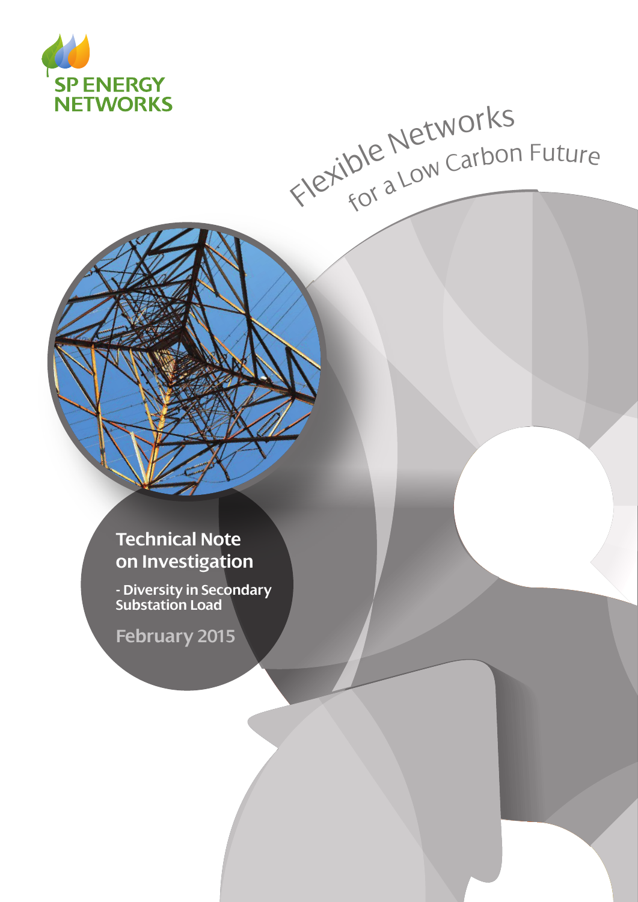SP ENERGY NETWORKS

Flexible Networks for a Low Carbon Future

# Technical Note on Investigation

## - Diversity in Secondary Substation Load

February 2015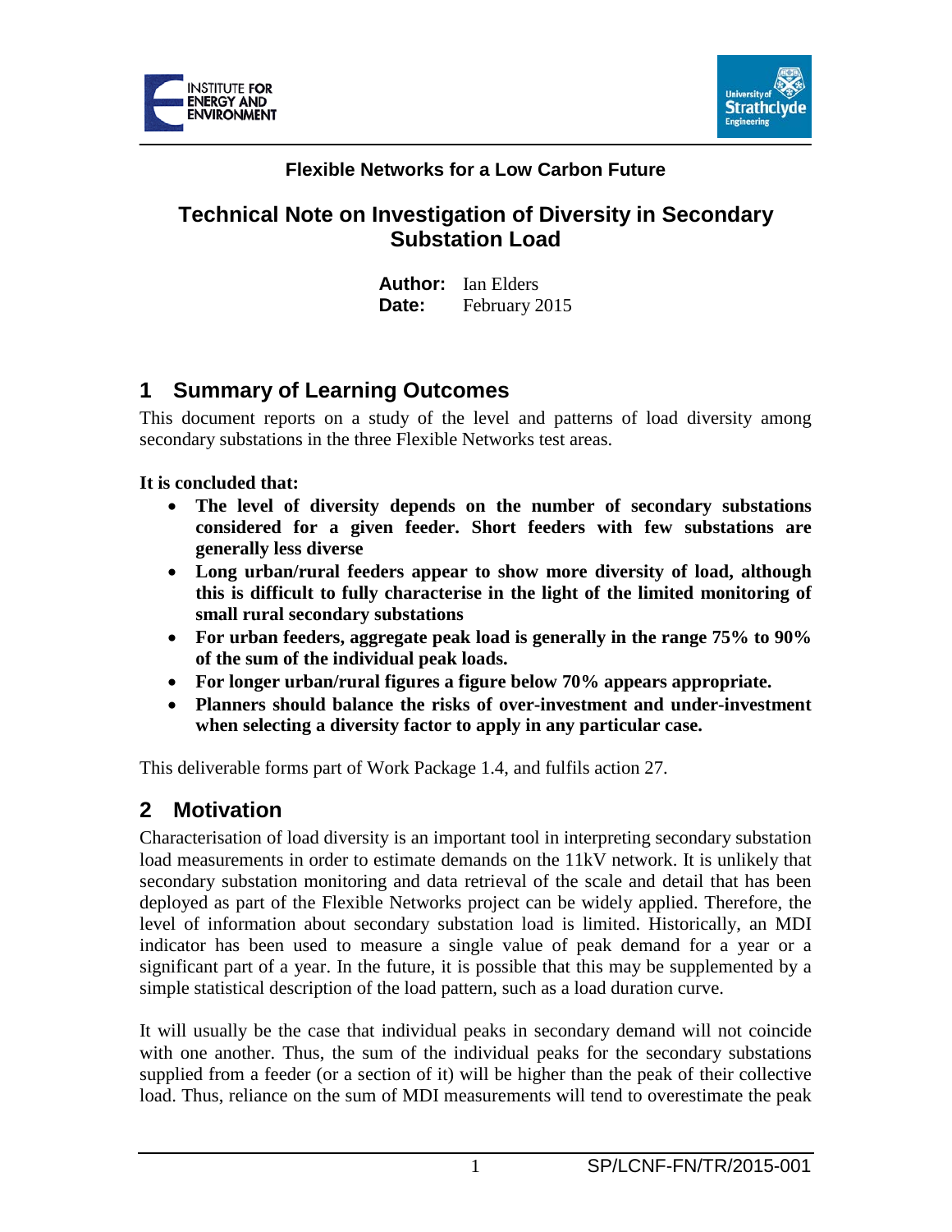Flexible Networks for a Low Carbon Future

# Technical Note on Investigation of Diversity in Secondary Substation Load

**Author:** Ian Elders
**Date:** February 2015

## 1 Summary of Learning Outcomes

This document reports on a study of the level and patterns of load diversity among secondary substations in the three Flexible Networks test areas.

**It is concluded that:**

- **The level of diversity depends on the number of secondary substations considered for a given feeder. Short feeders with few substations are generally less diverse**
- **Long urban/rural feeders appear to show more diversity of load, although this is difficult to fully characterise in the light of the limited monitoring of small rural secondary substations**
- **For urban feeders, aggregate peak load is generally in the range 75% to 90% of the sum of the individual peak loads.**
- **For longer urban/rural figures a figure below 70% appears appropriate.**
- **Planners should balance the risks of over-investment and under-investment when selecting a diversity factor to apply in any particular case.**

This deliverable forms part of Work Package 1.4, and fulfils action 27.

## 2 Motivation

Characterisation of load diversity is an important tool in interpreting secondary substation load measurements in order to estimate demands on the 11kV network. It is unlikely that secondary substation monitoring and data retrieval of the scale and detail that has been deployed as part of the Flexible Networks project can be widely applied. Therefore, the level of information about secondary substation load is limited. Historically, an MDI indicator has been used to measure a single value of peak demand for a year or a significant part of a year. In the future, it is possible that this may be supplemented by a simple statistical description of the load pattern, such as a load duration curve.

It will usually be the case that individual peaks in secondary demand will not coincide with one another. Thus, the sum of the individual peaks for the secondary substations supplied from a feeder (or a section of it) will be higher than the peak of their collective load. Thus, reliance on the sum of MDI measurements will tend to overestimate the peak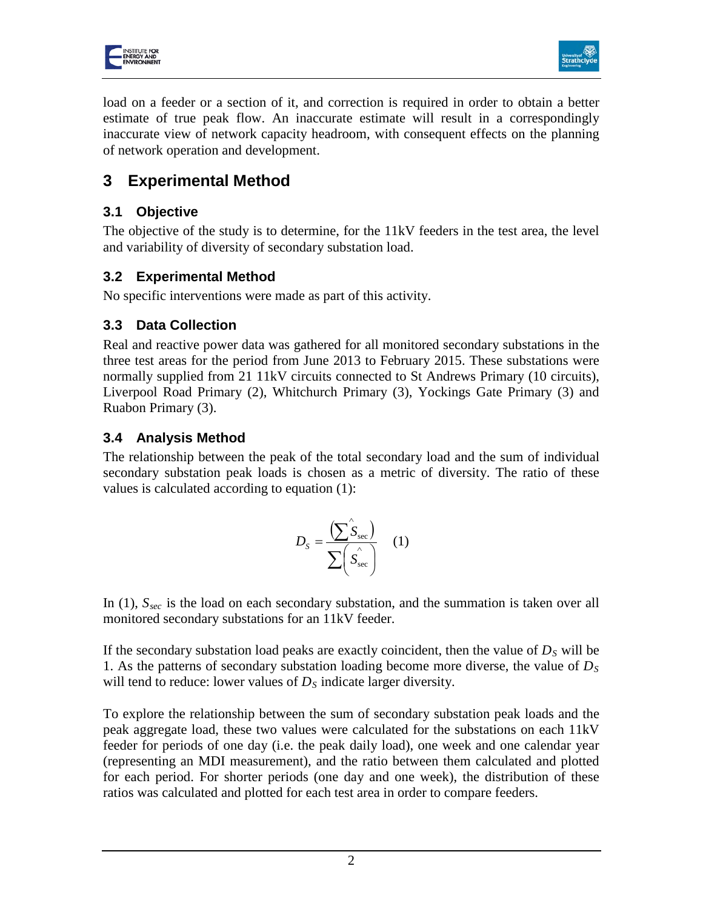load on a feeder or a section of it, and correction is required in order to obtain a better estimate of true peak flow. An inaccurate estimate will result in a correspondingly inaccurate view of network capacity headroom, with consequent effects on the planning of network operation and development.

# 3 Experimental Method

## 3.1 Objective

The objective of the study is to determine, for the 11kV feeders in the test area, the level and variability of diversity of secondary substation load.

## 3.2 Experimental Method

No specific interventions were made as part of this activity.

## 3.3 Data Collection

Real and reactive power data was gathered for all monitored secondary substations in the three test areas for the period from June 2013 to February 2015. These substations were normally supplied from 21 11kV circuits connected to St Andrews Primary (10 circuits), Liverpool Road Primary (2), Whitchurch Primary (3), Yockings Gate Primary (3) and Ruabon Primary (3).

## 3.4 Analysis Method

The relationship between the peak of the total secondary load and the sum of individual secondary substation peak loads is chosen as a metric of diversity. The ratio of these values is calculated according to equation (1):

$$D_S = \frac{\left(\sum \hat{S}_{\text{sec}}\right)}{\sum \left(\hat{S}_{\text{sec}}\right)} \quad (1)$$

In (1), $S_{sec}$ is the load on each secondary substation, and the summation is taken over all monitored secondary substations for an 11kV feeder.

If the secondary substation load peaks are exactly coincident, then the value of $D_S$ will be 1. As the patterns of secondary substation loading become more diverse, the value of $D_S$ will tend to reduce: lower values of $D_S$ indicate larger diversity.

To explore the relationship between the sum of secondary substation peak loads and the peak aggregate load, these two values were calculated for the substations on each 11kV feeder for periods of one day (i.e. the peak daily load), one week and one calendar year (representing an MDI measurement), and the ratio between them calculated and plotted for each period. For shorter periods (one day and one week), the distribution of these ratios was calculated and plotted for each test area in order to compare feeders.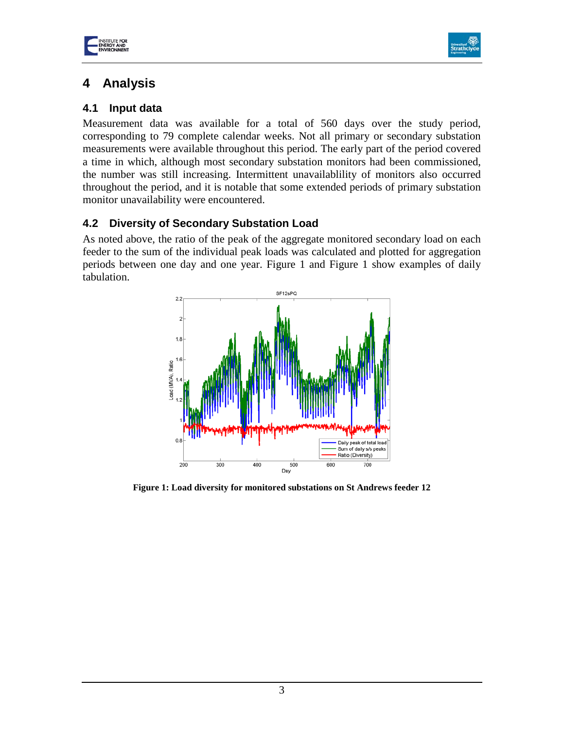# 4 Analysis

## 4.1 Input data

Measurement data was available for a total of 560 days over the study period, corresponding to 79 complete calendar weeks. Not all primary or secondary substation measurements were available throughout this period. The early part of the period covered a time in which, although most secondary substation monitors had been commissioned, the number was still increasing. Intermittent unavailablility of monitors also occurred throughout the period, and it is notable that some extended periods of primary substation monitor unavailability were encountered.

## 4.2 Diversity of Secondary Substation Load

As noted above, the ratio of the peak of the aggregate monitored secondary load on each feeder to the sum of the individual peak loads was calculated and plotted for aggregation periods between one day and one year. Figure 1 and Figure 1 show examples of daily tabulation.

**Figure 1: Load diversity for monitored substations on St Andrews feeder 12**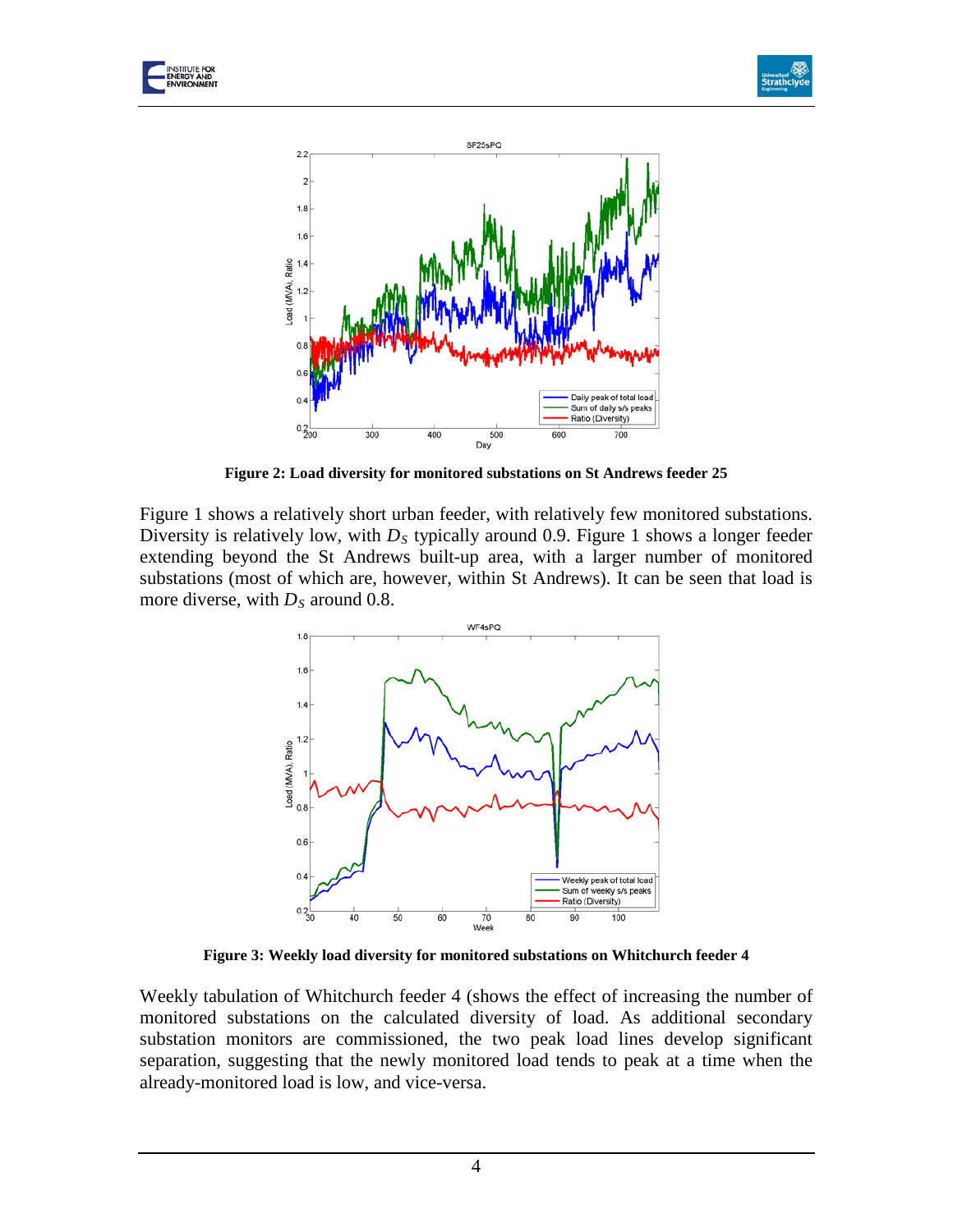**Figure 2: Load diversity for monitored substations on St Andrews feeder 25**

Figure 1 shows a relatively short urban feeder, with relatively few monitored substations. Diversity is relatively low, with $D_S$ typically around 0.9. Figure 1 shows a longer feeder extending beyond the St Andrews built-up area, with a larger number of monitored substations (most of which are, however, within St Andrews). It can be seen that load is more diverse, with $D_S$ around 0.8.

**Figure 3: Weekly load diversity for monitored substations on Whitchurch feeder 4**

Weekly tabulation of Whitchurch feeder 4 (shows the effect of increasing the number of monitored substations on the calculated diversity of load. As additional secondary substation monitors are commissioned, the two peak load lines develop significant separation, suggesting that the newly monitored load tends to peak at a time when the already-monitored load is low, and vice-versa.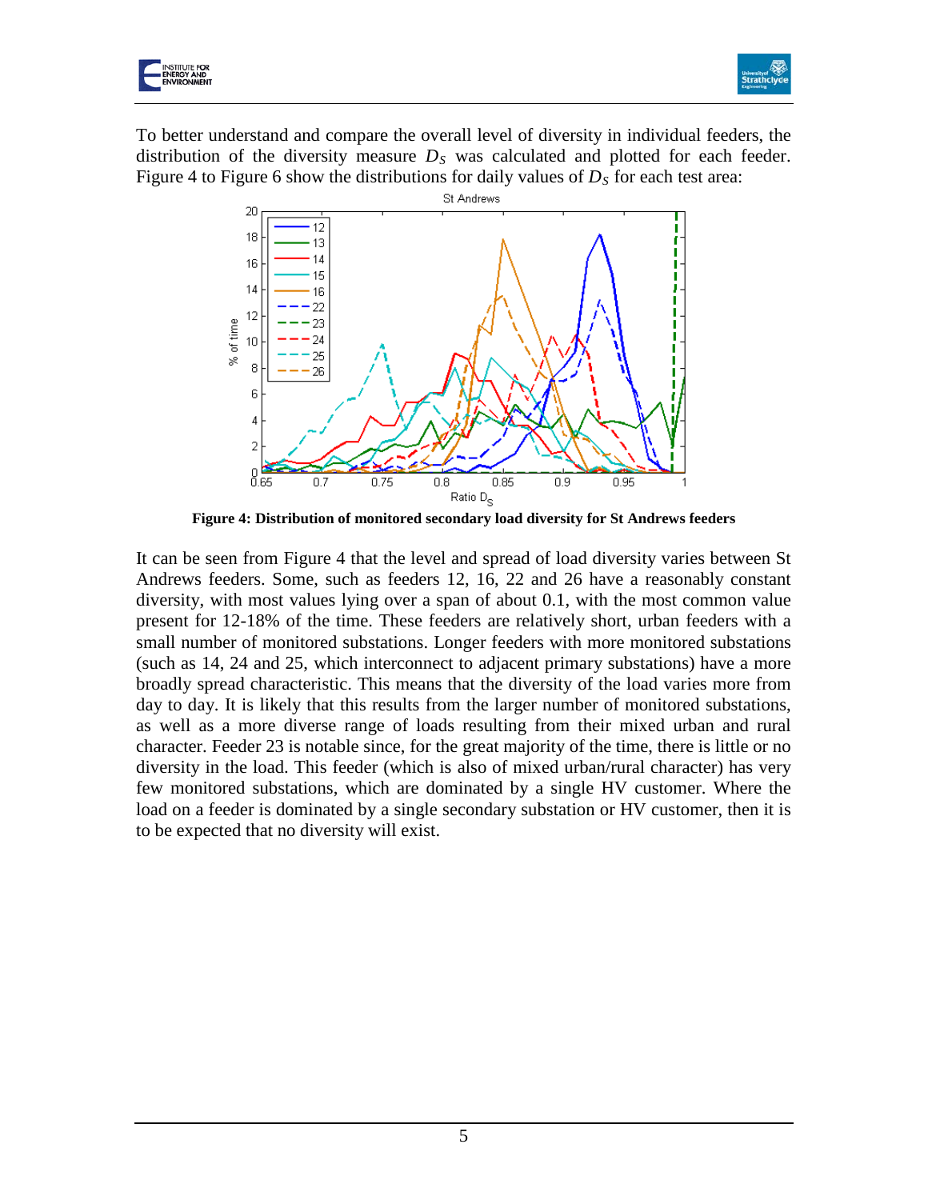To better understand and compare the overall level of diversity in individual feeders, the distribution of the diversity measure $D_S$ was calculated and plotted for each feeder. Figure 4 to Figure 6 show the distributions for daily values of $D_S$ for each test area:

**Figure 4: Distribution of monitored secondary load diversity for St Andrews feeders**

It can be seen from Figure 4 that the level and spread of load diversity varies between St Andrews feeders. Some, such as feeders 12, 16, 22 and 26 have a reasonably constant diversity, with most values lying over a span of about 0.1, with the most common value present for 12-18% of the time. These feeders are relatively short, urban feeders with a small number of monitored substations. Longer feeders with more monitored substations (such as 14, 24 and 25, which interconnect to adjacent primary substations) have a more broadly spread characteristic. This means that the diversity of the load varies more from day to day. It is likely that this results from the larger number of monitored substations, as well as a more diverse range of loads resulting from their mixed urban and rural character. Feeder 23 is notable since, for the great majority of the time, there is little or no diversity in the load. This feeder (which is also of mixed urban/rural character) has very few monitored substations, which are dominated by a single HV customer. Where the load on a feeder is dominated by a single secondary substation or HV customer, then it is to be expected that no diversity will exist.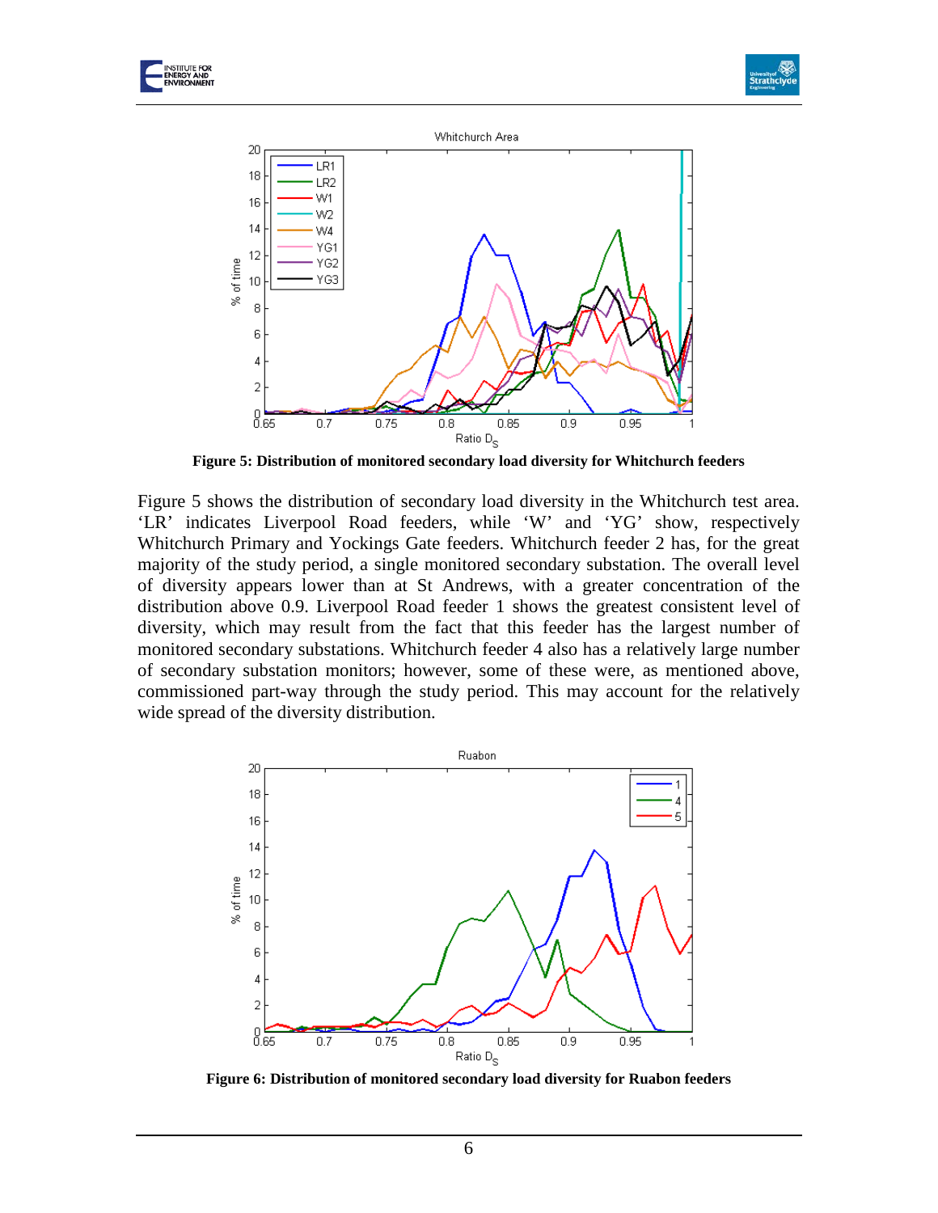**Figure 5: Distribution of monitored secondary load diversity for Whitchurch feeders**

Figure 5 shows the distribution of secondary load diversity in the Whitchurch test area. 'LR' indicates Liverpool Road feeders, while 'W' and 'YG' show, respectively Whitchurch Primary and Yockings Gate feeders. Whitchurch feeder 2 has, for the great majority of the study period, a single monitored secondary substation. The overall level of diversity appears lower than at St Andrews, with a greater concentration of the distribution above 0.9. Liverpool Road feeder 1 shows the greatest consistent level of diversity, which may result from the fact that this feeder has the largest number of monitored secondary substations. Whitchurch feeder 4 also has a relatively large number of secondary substation monitors; however, some of these were, as mentioned above, commissioned part-way through the study period. This may account for the relatively wide spread of the diversity distribution.

**Figure 6: Distribution of monitored secondary load diversity for Ruabon feeders**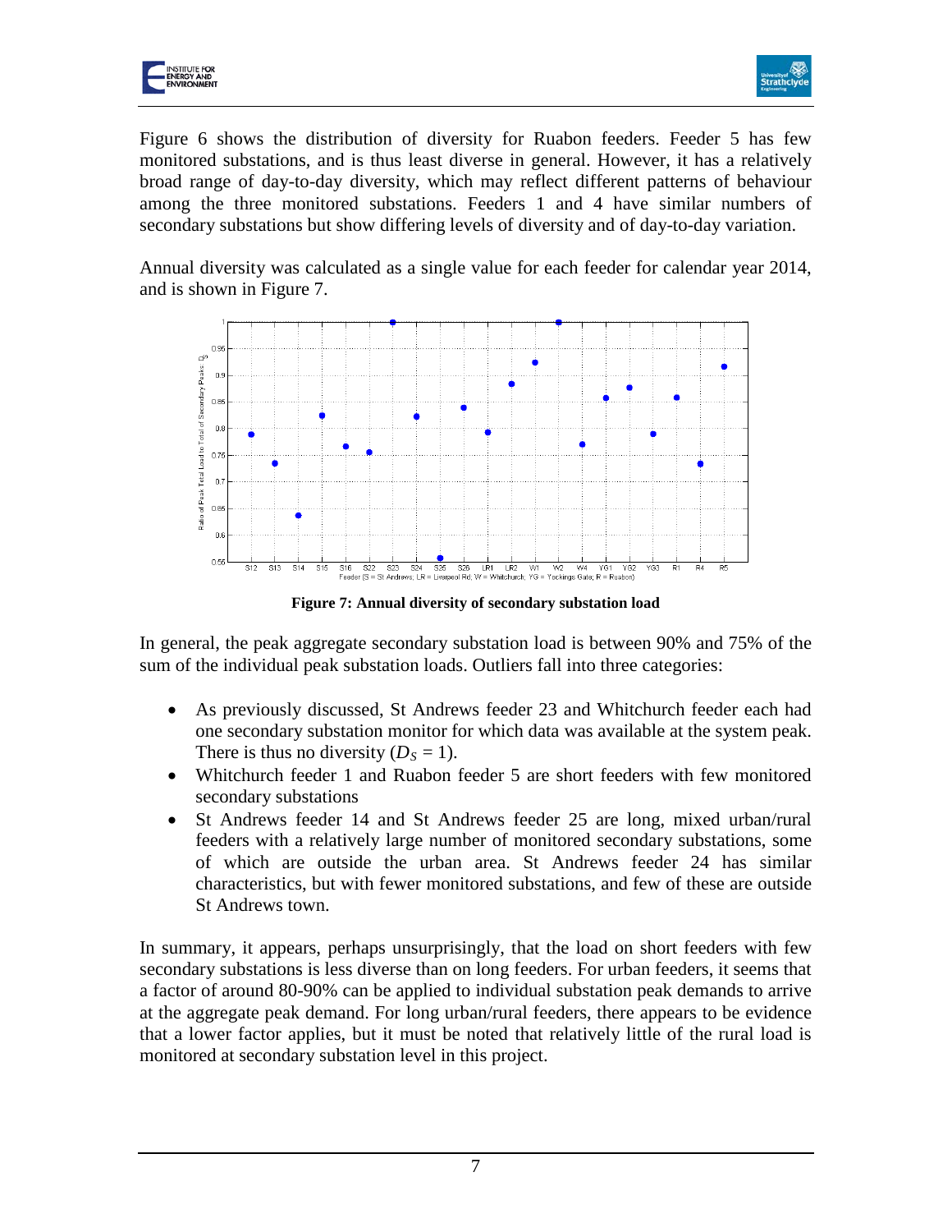Figure 6 shows the distribution of diversity for Ruabon feeders. Feeder 5 has few monitored substations, and is thus least diverse in general. However, it has a relatively broad range of day-to-day diversity, which may reflect different patterns of behaviour among the three monitored substations. Feeders 1 and 4 have similar numbers of secondary substations but show differing levels of diversity and of day-to-day variation.

Annual diversity was calculated as a single value for each feeder for calendar year 2014, and is shown in Figure 7.

**Figure 7: Annual diversity of secondary substation load**

In general, the peak aggregate secondary substation load is between 90% and 75% of the sum of the individual peak substation loads. Outliers fall into three categories:

- As previously discussed, St Andrews feeder 23 and Whitchurch feeder each had one secondary substation monitor for which data was available at the system peak. There is thus no diversity ($D_S = 1$).
- Whitchurch feeder 1 and Ruabon feeder 5 are short feeders with few monitored secondary substations
- St Andrews feeder 14 and St Andrews feeder 25 are long, mixed urban/rural feeders with a relatively large number of monitored secondary substations, some of which are outside the urban area. St Andrews feeder 24 has similar characteristics, but with fewer monitored substations, and few of these are outside St Andrews town.

In summary, it appears, perhaps unsurprisingly, that the load on short feeders with few secondary substations is less diverse than on long feeders. For urban feeders, it seems that a factor of around 80-90% can be applied to individual substation peak demands to arrive at the aggregate peak demand. For long urban/rural feeders, there appears to be evidence that a lower factor applies, but it must be noted that relatively little of the rural load is monitored at secondary substation level in this project.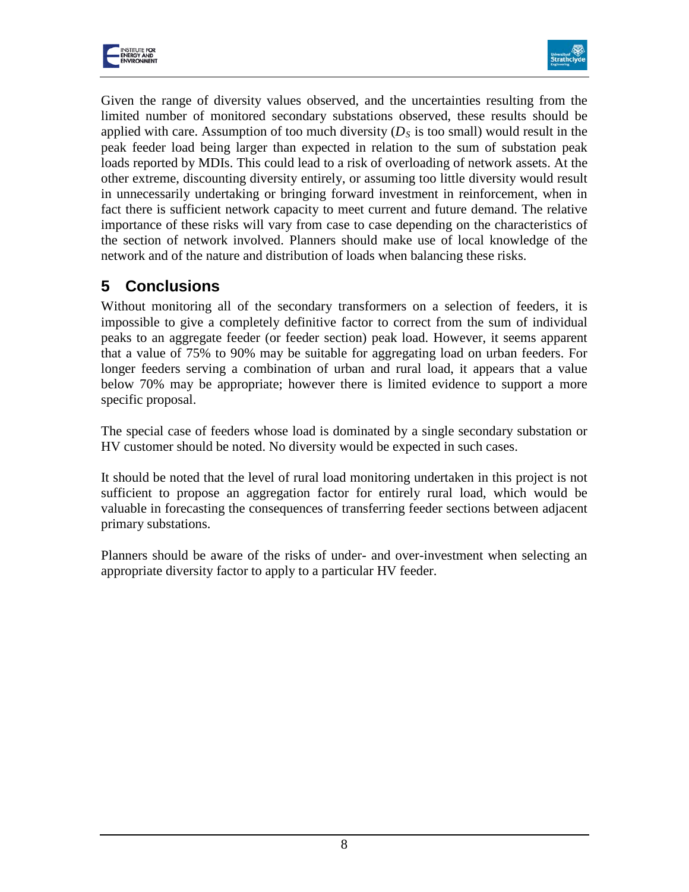Given the range of diversity values observed, and the uncertainties resulting from the limited number of monitored secondary substations observed, these results should be applied with care. Assumption of too much diversity ($D_S$ is too small) would result in the peak feeder load being larger than expected in relation to the sum of substation peak loads reported by MDIs. This could lead to a risk of overloading of network assets. At the other extreme, discounting diversity entirely, or assuming too little diversity would result in unnecessarily undertaking or bringing forward investment in reinforcement, when in fact there is sufficient network capacity to meet current and future demand. The relative importance of these risks will vary from case to case depending on the characteristics of the section of network involved. Planners should make use of local knowledge of the network and of the nature and distribution of loads when balancing these risks.

# 5 Conclusions

Without monitoring all of the secondary transformers on a selection of feeders, it is impossible to give a completely definitive factor to correct from the sum of individual peaks to an aggregate feeder (or feeder section) peak load. However, it seems apparent that a value of 75% to 90% may be suitable for aggregating load on urban feeders. For longer feeders serving a combination of urban and rural load, it appears that a value below 70% may be appropriate; however there is limited evidence to support a more specific proposal.

The special case of feeders whose load is dominated by a single secondary substation or HV customer should be noted. No diversity would be expected in such cases.

It should be noted that the level of rural load monitoring undertaken in this project is not sufficient to propose an aggregation factor for entirely rural load, which would be valuable in forecasting the consequences of transferring feeder sections between adjacent primary substations.

Planners should be aware of the risks of under- and over-investment when selecting an appropriate diversity factor to apply to a particular HV feeder.